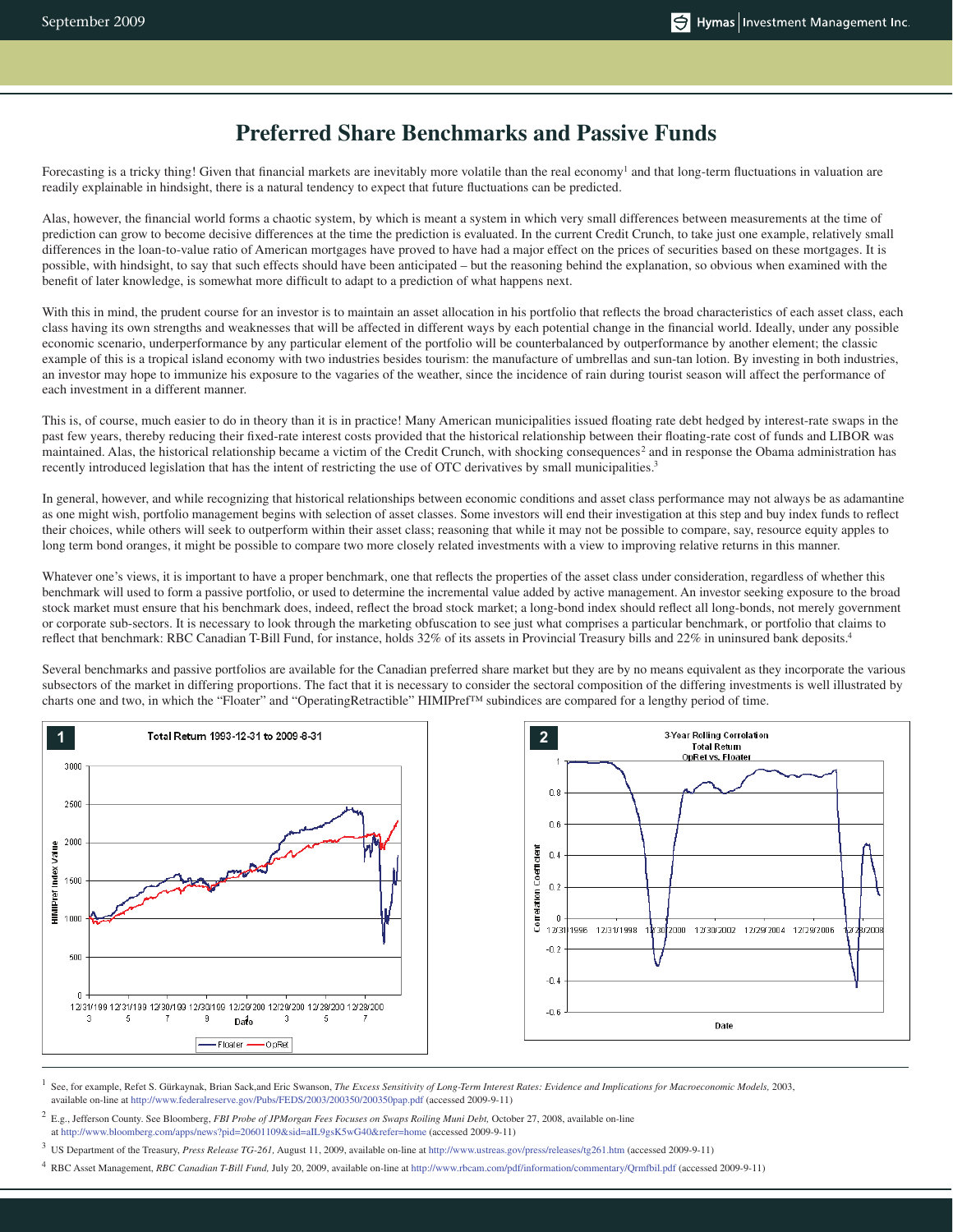# Preferred Share Benchmarks and Passive Funds

Forecasting is a tricky thing! Given that financial markets are inevitably more volatile than the real economy[1] and that long-term fluctuations in valuation are readily explainable in hindsight, there is a natural tendency to expect that future fluctuations can be predicted.

Alas, however, the financial world forms a chaotic system, by which is meant a system in which very small differences between measurements at the time of prediction can grow to become decisive differences at the time the prediction is evaluated. In the current Credit Crunch, to take just one example, relatively small differences in the loan-to-value ratio of American mortgages have proved to have had a major effect on the prices of securities based on these mortgages. It is possible, with hindsight, to say that such effects should have been anticipated – but the reasoning behind the explanation, so obvious when examined with the benefit of later knowledge, is somewhat more difficult to adapt to a prediction of what happens next.

With this in mind, the prudent course for an investor is to maintain an asset allocation in his portfolio that reflects the broad characteristics of each asset class, each class having its own strengths and weaknesses that will be affected in different ways by each potential change in the financial world. Ideally, under any possible economic scenario, underperformance by any particular element of the portfolio will be counterbalanced by outperformance by another element; the classic example of this is a tropical island economy with two industries besides tourism: the manufacture of umbrellas and sun-tan lotion. By investing in both industries, an investor may hope to immunize his exposure to the vagaries of the weather, since the incidence of rain during tourist season will affect the performance of each investment in a different manner.

This is, of course, much easier to do in theory than it is in practice! Many American municipalities issued floating rate debt hedged by interest-rate swaps in the past few years, thereby reducing their fixed-rate interest costs provided that the historical relationship between their floating-rate cost of funds and LIBOR was maintained. Alas, the historical relationship became a victim of the Credit Crunch, with shocking consequences[2] and in response the Obama administration has recently introduced legislation that has the intent of restricting the use of OTC derivatives by small municipalities.[3]

In general, however, and while recognizing that historical relationships between economic conditions and asset class performance may not always be as adamantine as one might wish, portfolio management begins with selection of asset classes. Some investors will end their investigation at this step and buy index funds to reflect their choices, while others will seek to outperform within their asset class; reasoning that while it may not be possible to compare, say, resource equity apples to long term bond oranges, it might be possible to compare two more closely related investments with a view to improving relative returns in this manner.

Whatever one's views, it is important to have a proper benchmark, one that reflects the properties of the asset class under consideration, regardless of whether this benchmark will used to form a passive portfolio, or used to determine the incremental value added by active management. An investor seeking exposure to the broad stock market must ensure that his benchmark does, indeed, reflect the broad stock market; a long-bond index should reflect all long-bonds, not merely government or corporate sub-sectors. It is necessary to look through the marketing obfuscation to see just what comprises a particular benchmark, or portfolio that claims to reflect that benchmark: RBC Canadian T-Bill Fund, for instance, holds 32% of its assets in Provincial Treasury bills and 22% in uninsured bank deposits.[4]

Several benchmarks and passive portfolios are available for the Canadian preferred share market but they are by no means equivalent as they incorporate the various subsectors of the market in differing proportions. The fact that it is necessary to consider the sectoral composition of the differing investments is well illustrated by charts one and two, in which the "Floater" and "OperatingRetractible" HIMIPref™ subindices are compared for a lengthy period of time.

**1** Total Return 1993-12-31 to 2009-8-31

**2** 3-Year Rolling Correlation Total Return OpRet vs. Floater

---

[1] See, for example, Refet S. Gürkaynak, Brian Sack,and Eric Swanson, *The Excess Sensitivity of Long-Term Interest Rates: Evidence and Implications for Macroeconomic Models,* 2003, available on-line at http://www.federalreserve.gov/Pubs/FEDS/2003/200350/200350pap.pdf (accessed 2009-9-11)

[2] E.g., Jefferson County. See Bloomberg, *FBI Probe of JPMorgan Fees Focuses on Swaps Roiling Muni Debt,* October 27, 2008, available on-line at http://www.bloomberg.com/apps/news?pid=20601109&sid=aIL9gsK5wG40&refer=home (accessed 2009-9-11)

[3] US Department of the Treasury, *Press Release TG-261,* August 11, 2009, available on-line at http://www.ustreas.gov/press/releases/tg261.htm (accessed 2009-9-11)

[4] RBC Asset Management, *RBC Canadian T-Bill Fund,* July 20, 2009, available on-line at http://www.rbcam.com/pdf/information/commentary/Qrmfbil.pdf (accessed 2009-9-11)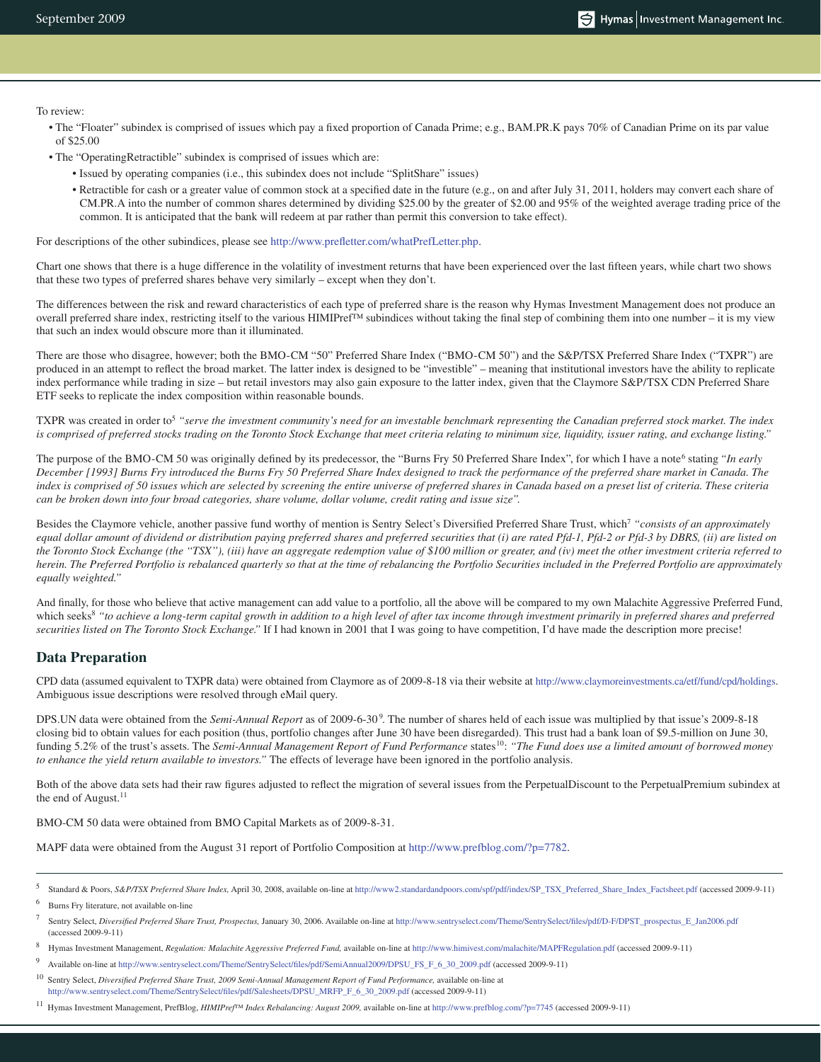To review:

- The "Floater" subindex is comprised of issues which pay a fixed proportion of Canada Prime; e.g., BAM.PR.K pays 70% of Canadian Prime on its par value of $25.00
- The "OperatingRetractible" subindex is comprised of issues which are:
  - Issued by operating companies (i.e., this subindex does not include "SplitShare" issues)
  - Retractible for cash or a greater value of common stock at a specified date in the future (e.g., on and after July 31, 2011, holders may convert each share of CM.PR.A into the number of common shares determined by dividing $25.00 by the greater of $2.00 and 95% of the weighted average trading price of the common. It is anticipated that the bank will redeem at par rather than permit this conversion to take effect).

For descriptions of the other subindices, please see http://www.prefletter.com/whatPrefLetter.php.

Chart one shows that there is a huge difference in the volatility of investment returns that have been experienced over the last fifteen years, while chart two shows that these two types of preferred shares behave very similarly – except when they don't.

The differences between the risk and reward characteristics of each type of preferred share is the reason why Hymas Investment Management does not produce an overall preferred share index, restricting itself to the various HIMIPref™ subindices without taking the final step of combining them into one number – it is my view that such an index would obscure more than it illuminated.

There are those who disagree, however; both the BMO-CM "50" Preferred Share Index ("BMO-CM 50") and the S&P/TSX Preferred Share Index ("TXPR") are produced in an attempt to reflect the broad market. The latter index is designed to be "investible" – meaning that institutional investors have the ability to replicate index performance while trading in size – but retail investors may also gain exposure to the latter index, given that the Claymore S&P/TSX CDN Preferred Share ETF seeks to replicate the index composition within reasonable bounds.

TXPR was created in order to[5] *"serve the investment community's need for an investable benchmark representing the Canadian preferred stock market. The index is comprised of preferred stocks trading on the Toronto Stock Exchange that meet criteria relating to minimum size, liquidity, issuer rating, and exchange listing."*

The purpose of the BMO-CM 50 was originally defined by its predecessor, the "Burns Fry 50 Preferred Share Index", for which I have a note[6] stating *"In early December [1993] Burns Fry introduced the Burns Fry 50 Preferred Share Index designed to track the performance of the preferred share market in Canada. The index is comprised of 50 issues which are selected by screening the entire universe of preferred shares in Canada based on a preset list of criteria. These criteria can be broken down into four broad categories, share volume, dollar volume, credit rating and issue size".*

Besides the Claymore vehicle, another passive fund worthy of mention is Sentry Select's Diversified Preferred Share Trust, which[7] *"consists of an approximately equal dollar amount of dividend or distribution paying preferred shares and preferred securities that (i) are rated Pfd-1, Pfd-2 or Pfd-3 by DBRS, (ii) are listed on the Toronto Stock Exchange (the "TSX"), (iii) have an aggregate redemption value of $100 million or greater, and (iv) meet the other investment criteria referred to herein. The Preferred Portfolio is rebalanced quarterly so that at the time of rebalancing the Portfolio Securities included in the Preferred Portfolio are approximately equally weighted."*

And finally, for those who believe that active management can add value to a portfolio, all the above will be compared to my own Malachite Aggressive Preferred Fund, which seeks[8] *"to achieve a long-term capital growth in addition to a high level of after tax income through investment primarily in preferred shares and preferred securities listed on The Toronto Stock Exchange."* If I had known in 2001 that I was going to have competition, I'd have made the description more precise!

## Data Preparation

CPD data (assumed equivalent to TXPR data) were obtained from Claymore as of 2009-8-18 via their website at http://www.claymoreinvestments.ca/etf/fund/cpd/holdings. Ambiguous issue descriptions were resolved through eMail query.

DPS.UN data were obtained from the *Semi-Annual Report* as of 2009-6-30[9]. The number of shares held of each issue was multiplied by that issue's 2009-8-18 closing bid to obtain values for each position (thus, portfolio changes after June 30 have been disregarded). This trust had a bank loan of $9.5-million on June 30, funding 5.2% of the trust's assets. The *Semi-Annual Management Report of Fund Performance* states[10]: *"The Fund does use a limited amount of borrowed money to enhance the yield return available to investors."* The effects of leverage have been ignored in the portfolio analysis.

Both of the above data sets had their raw figures adjusted to reflect the migration of several issues from the PerpetualDiscount to the PerpetualPremium subindex at the end of August.[11]

BMO-CM 50 data were obtained from BMO Capital Markets as of 2009-8-31.

MAPF data were obtained from the August 31 report of Portfolio Composition at http://www.prefblog.com/?p=7782.

---

[5] Standard & Poors, *S&P/TSX Preferred Share Index,* April 30, 2008, available on-line at http://www2.standardandpoors.com/spf/pdf/index/SP_TSX_Preferred_Share_Index_Factsheet.pdf (accessed 2009-9-11)

[6] Burns Fry literature, not available on-line

[7] Sentry Select, *Diversified Preferred Share Trust, Prospectus,* January 30, 2006. Available on-line at http://www.sentryselect.com/Theme/SentrySelect/files/pdf/D-F/DPST_prospectus_E_Jan2006.pdf (accessed 2009-9-11)

[8] Hymas Investment Management, *Regulation: Malachite Aggressive Preferred Fund,* available on-line at http://www.himivest.com/malachite/MAPFRegulation.pdf (accessed 2009-9-11)

[9] Available on-line at http://www.sentryselect.com/Theme/SentrySelect/files/pdf/SemiAnnual2009/DPSU_FS_F_6_30_2009.pdf (accessed 2009-9-11)

[10] Sentry Select, *Diversified Preferred Share Trust, 2009 Semi-Annual Management Report of Fund Performance,* available on-line at http://www.sentryselect.com/Theme/SentrySelect/files/pdf/Salesheets/DPSU_MRFP_F_6_30_2009.pdf (accessed 2009-9-11)

[11] Hymas Investment Management, PrefBlog, *HIMIPref™ Index Rebalancing: August 2009,* available on-line at http://www.prefblog.com/?p=7745 (accessed 2009-9-11)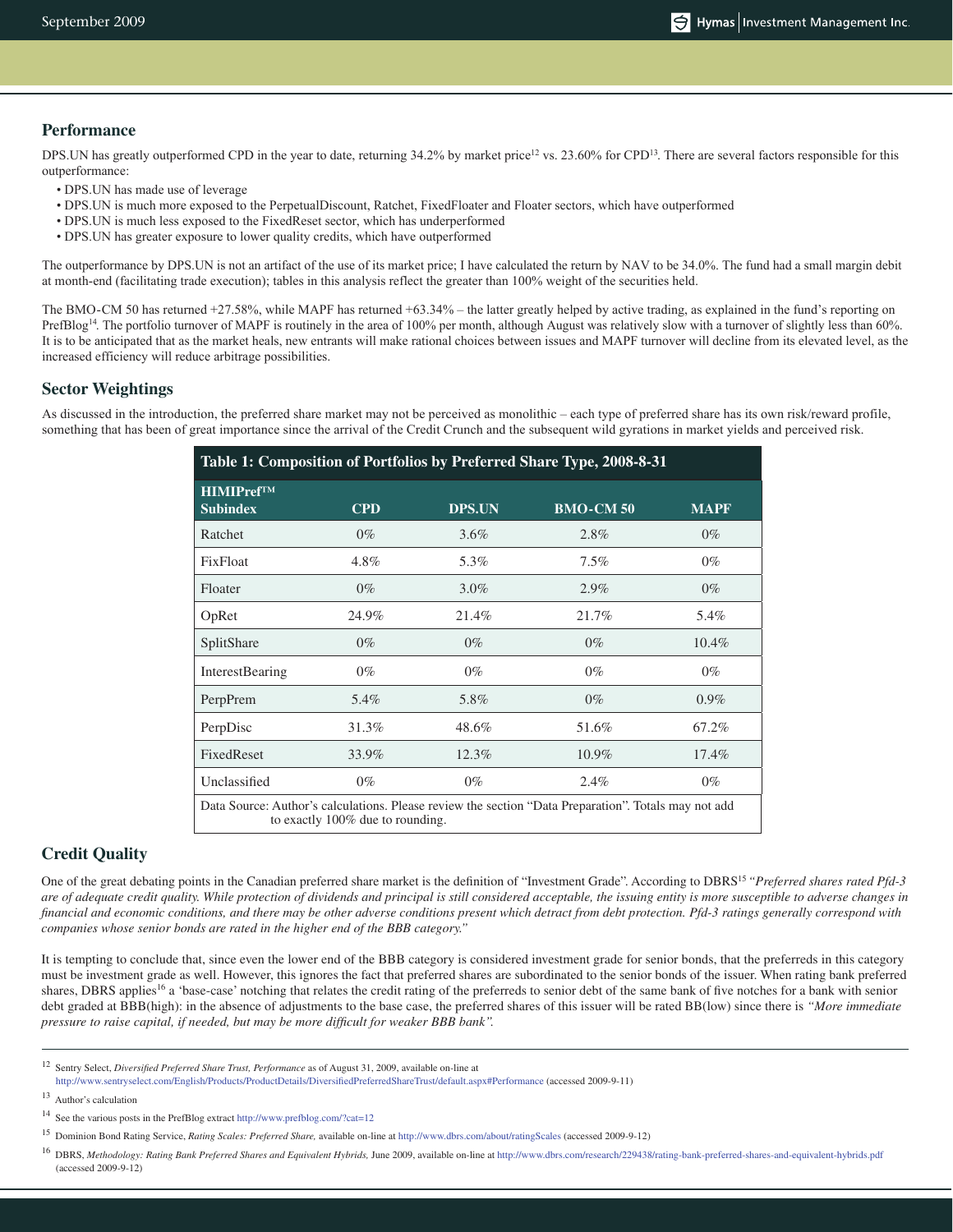## Performance

DPS.UN has greatly outperformed CPD in the year to date, returning 34.2% by market price[12] vs. 23.60% for CPD[13]. There are several factors responsible for this outperformance:

- DPS.UN has made use of leverage
- DPS.UN is much more exposed to the PerpetualDiscount, Ratchet, FixedFloater and Floater sectors, which have outperformed
- DPS.UN is much less exposed to the FixedReset sector, which has underperformed
- DPS.UN has greater exposure to lower quality credits, which have outperformed

The outperformance by DPS.UN is not an artifact of the use of its market price; I have calculated the return by NAV to be 34.0%. The fund had a small margin debit at month-end (facilitating trade execution); tables in this analysis reflect the greater than 100% weight of the securities held.

The BMO-CM 50 has returned +27.58%, while MAPF has returned +63.34% – the latter greatly helped by active trading, as explained in the fund's reporting on PrefBlog[14]. The portfolio turnover of MAPF is routinely in the area of 100% per month, although August was relatively slow with a turnover of slightly less than 60%. It is to be anticipated that as the market heals, new entrants will make rational choices between issues and MAPF turnover will decline from its elevated level, as the increased efficiency will reduce arbitrage possibilities.

## Sector Weightings

As discussed in the introduction, the preferred share market may not be perceived as monolithic – each type of preferred share has its own risk/reward profile, something that has been of great importance since the arrival of the Credit Crunch and the subsequent wild gyrations in market yields and perceived risk.

**Table 1: Composition of Portfolios by Preferred Share Type, 2008-8-31**

| HIMIPref™ Subindex | CPD | DPS.UN | BMO-CM 50 | MAPF |
|---|---|---|---|---|
| Ratchet | 0% | 3.6% | 2.8% | 0% |
| FixFloat | 4.8% | 5.3% | 7.5% | 0% |
| Floater | 0% | 3.0% | 2.9% | 0% |
| OpRet | 24.9% | 21.4% | 21.7% | 5.4% |
| SplitShare | 0% | 0% | 0% | 10.4% |
| InterestBearing | 0% | 0% | 0% | 0% |
| PerpPrem | 5.4% | 5.8% | 0% | 0.9% |
| PerpDisc | 31.3% | 48.6% | 51.6% | 67.2% |
| FixedReset | 33.9% | 12.3% | 10.9% | 17.4% |
| Unclassified | 0% | 0% | 2.4% | 0% |

Data Source: Author's calculations. Please review the section "Data Preparation". Totals may not add to exactly 100% due to rounding.

## Credit Quality

One of the great debating points in the Canadian preferred share market is the definition of "Investment Grade". According to DBRS[15] *"Preferred shares rated Pfd-3 are of adequate credit quality. While protection of dividends and principal is still considered acceptable, the issuing entity is more susceptible to adverse changes in financial and economic conditions, and there may be other adverse conditions present which detract from debt protection. Pfd-3 ratings generally correspond with companies whose senior bonds are rated in the higher end of the BBB category."*

It is tempting to conclude that, since even the lower end of the BBB category is considered investment grade for senior bonds, that the preferreds in this category must be investment grade as well. However, this ignores the fact that preferred shares are subordinated to the senior bonds of the issuer. When rating bank preferred shares, DBRS applies[16] a 'base-case' notching that relates the credit rating of the preferreds to senior debt of the same bank of five notches for a bank with senior debt graded at BBB(high): in the absence of adjustments to the base case, the preferred shares of this issuer will be rated BB(low) since there is *"More immediate pressure to raise capital, if needed, but may be more difficult for weaker BBB bank".*

---

[12] Sentry Select, *Diversified Preferred Share Trust, Performance* as of August 31, 2009, available on-line at http://www.sentryselect.com/English/Products/ProductDetails/DiversifiedPreferredShareTrust/default.aspx#Performance (accessed 2009-9-11)

[13] Author's calculation

[14] See the various posts in the PrefBlog extract http://www.prefblog.com/?cat=12

[15] Dominion Bond Rating Service, *Rating Scales: Preferred Share,* available on-line at http://www.dbrs.com/about/ratingScales (accessed 2009-9-12)

[16] DBRS, *Methodology: Rating Bank Preferred Shares and Equivalent Hybrids,* June 2009, available on-line at http://www.dbrs.com/research/229438/rating-bank-preferred-shares-and-equivalent-hybrids.pdf (accessed 2009-9-12)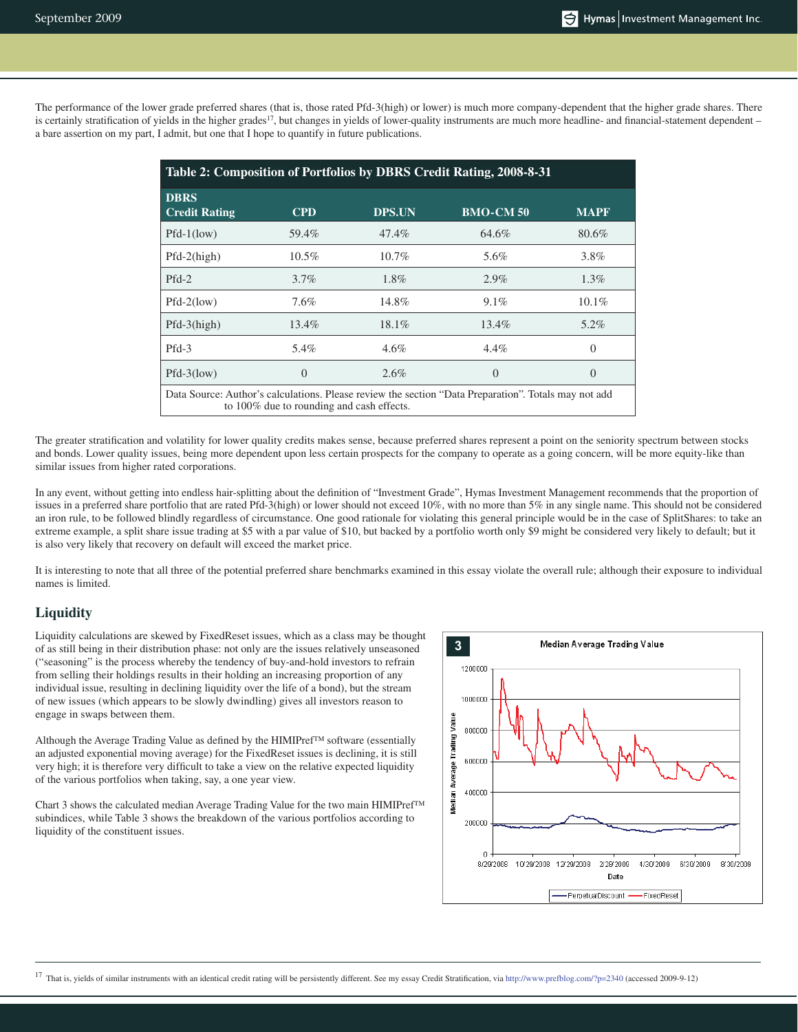The performance of the lower grade preferred shares (that is, those rated Pfd-3(high) or lower) is much more company-dependent that the higher grade shares. There is certainly stratification of yields in the higher grades[17], but changes in yields of lower-quality instruments are much more headline- and financial-statement dependent – a bare assertion on my part, I admit, but one that I hope to quantify in future publications.

**Table 2: Composition of Portfolios by DBRS Credit Rating, 2008-8-31**

| DBRS Credit Rating | CPD | DPS.UN | BMO-CM 50 | MAPF |
|---|---|---|---|---|
| Pfd-1(low) | 59.4% | 47.4% | 64.6% | 80.6% |
| Pfd-2(high) | 10.5% | 10.7% | 5.6% | 3.8% |
| Pfd-2 | 3.7% | 1.8% | 2.9% | 1.3% |
| Pfd-2(low) | 7.6% | 14.8% | 9.1% | 10.1% |
| Pfd-3(high) | 13.4% | 18.1% | 13.4% | 5.2% |
| Pfd-3 | 5.4% | 4.6% | 4.4% | 0 |
| Pfd-3(low) | 0 | 2.6% | 0 | 0 |

Data Source: Author's calculations. Please review the section "Data Preparation". Totals may not add to 100% due to rounding and cash effects.

The greater stratification and volatility for lower quality credits makes sense, because preferred shares represent a point on the seniority spectrum between stocks and bonds. Lower quality issues, being more dependent upon less certain prospects for the company to operate as a going concern, will be more equity-like than similar issues from higher rated corporations.

In any event, without getting into endless hair-splitting about the definition of "Investment Grade", Hymas Investment Management recommends that the proportion of issues in a preferred share portfolio that are rated Pfd-3(high) or lower should not exceed 10%, with no more than 5% in any single name. This should not be considered an iron rule, to be followed blindly regardless of circumstance. One good rationale for violating this general principle would be in the case of SplitShares: to take an extreme example, a split share issue trading at $5 with a par value of $10, but backed by a portfolio worth only $9 might be considered very likely to default; but it is also very likely that recovery on default will exceed the market price.

It is interesting to note that all three of the potential preferred share benchmarks examined in this essay violate the overall rule; although their exposure to individual names is limited.

## Liquidity

Liquidity calculations are skewed by FixedReset issues, which as a class may be thought of as still being in their distribution phase: not only are the issues relatively unseasoned ("seasoning" is the process whereby the tendency of buy-and-hold investors to refrain from selling their holdings results in their holding an increasing proportion of any individual issue, resulting in declining liquidity over the life of a bond), but the stream of new issues (which appears to be slowly dwindling) gives all investors reason to engage in swaps between them.

Although the Average Trading Value as defined by the HIMIPref™ software (essentially an adjusted exponential moving average) for the FixedReset issues is declining, it is still very high; it is therefore very difficult to take a view on the relative expected liquidity of the various portfolios when taking, say, a one year view.

Chart 3 shows the calculated median Average Trading Value for the two main HIMIPref™ subindices, while Table 3 shows the breakdown of the various portfolios according to liquidity of the constituent issues.

**3** Median Average Trading Value

[17] That is, yields of similar instruments with an identical credit rating will be persistently different. See my essay Credit Stratification, via http://www.prefblog.com/?p=2340 (accessed 2009-9-12)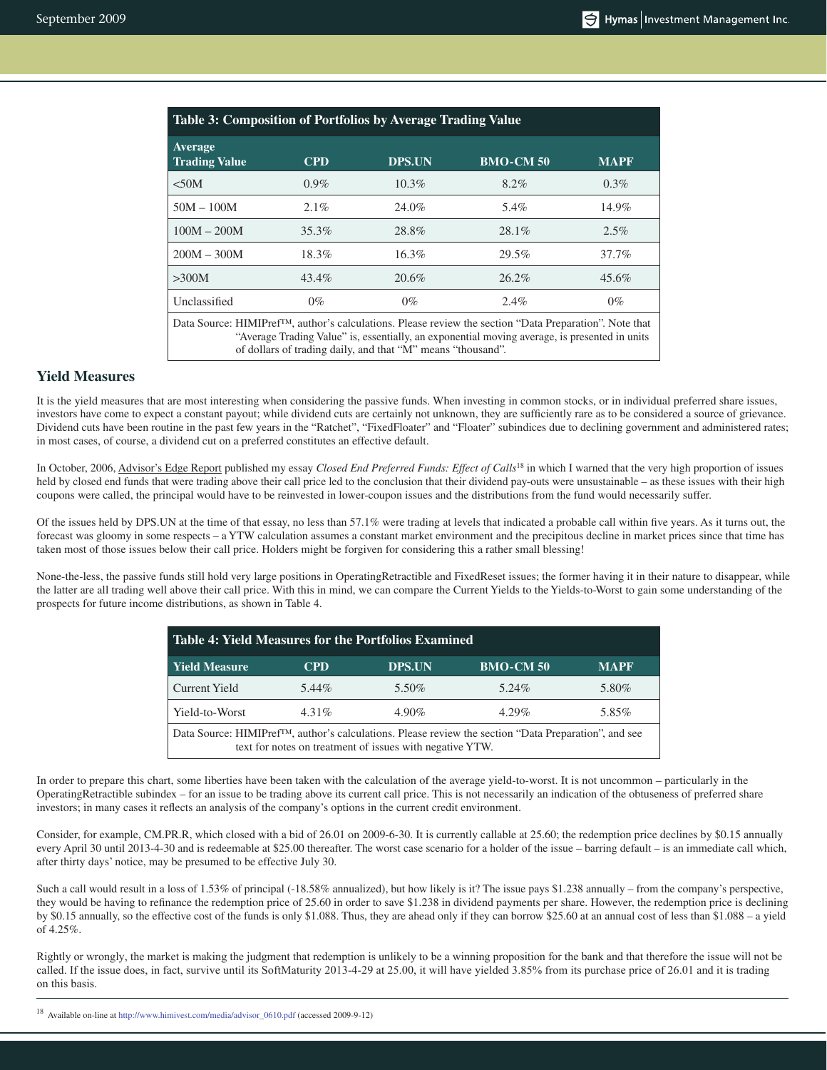| Table 3: Composition of Portfolios by Average Trading Value | | | | |
|---|---|---|---|---|
| **Average Trading Value** | **CPD** | **DPS.UN** | **BMO-CM 50** | **MAPF** |
| <50M | 0.9% | 10.3% | 8.2% | 0.3% |
| 50M – 100M | 2.1% | 24.0% | 5.4% | 14.9% |
| 100M – 200M | 35.3% | 28.8% | 28.1% | 2.5% |
| 200M – 300M | 18.3% | 16.3% | 29.5% | 37.7% |
| >300M | 43.4% | 20.6% | 26.2% | 45.6% |
| Unclassified | 0% | 0% | 2.4% | 0% |

Data Source: HIMIPref™, author's calculations. Please review the section "Data Preparation". Note that "Average Trading Value" is, essentially, an exponential moving average, is presented in units of dollars of trading daily, and that "M" means "thousand".

## Yield Measures

It is the yield measures that are most interesting when considering the passive funds. When investing in common stocks, or in individual preferred share issues, investors have come to expect a constant payout; while dividend cuts are certainly not unknown, they are sufficiently rare as to be considered a source of grievance. Dividend cuts have been routine in the past few years in the "Ratchet", "FixedFloater" and "Floater" subindices due to declining government and administered rates; in most cases, of course, a dividend cut on a preferred constitutes an effective default.

In October, 2006, Advisor's Edge Report published my essay *Closed End Preferred Funds: Effect of Calls*[18] in which I warned that the very high proportion of issues held by closed end funds that were trading above their call price led to the conclusion that their dividend pay-outs were unsustainable – as these issues with their high coupons were called, the principal would have to be reinvested in lower-coupon issues and the distributions from the fund would necessarily suffer.

Of the issues held by DPS.UN at the time of that essay, no less than 57.1% were trading at levels that indicated a probable call within five years. As it turns out, the forecast was gloomy in some respects – a YTW calculation assumes a constant market environment and the precipitous decline in market prices since that time has taken most of those issues below their call price. Holders might be forgiven for considering this a rather small blessing!

None-the-less, the passive funds still hold very large positions in OperatingRetractible and FixedReset issues; the former having it in their nature to disappear, while the latter are all trading well above their call price. With this in mind, we can compare the Current Yields to the Yields-to-Worst to gain some understanding of the prospects for future income distributions, as shown in Table 4.

| Table 4: Yield Measures for the Portfolios Examined | | | | |
|---|---|---|---|---|
| **Yield Measure** | **CPD** | **DPS.UN** | **BMO-CM 50** | **MAPF** |
| Current Yield | 5.44% | 5.50% | 5.24% | 5.80% |
| Yield-to-Worst | 4.31% | 4.90% | 4.29% | 5.85% |

Data Source: HIMIPref™, author's calculations. Please review the section "Data Preparation", and see text for notes on treatment of issues with negative YTW.

In order to prepare this chart, some liberties have been taken with the calculation of the average yield-to-worst. It is not uncommon – particularly in the OperatingRetractible subindex – for an issue to be trading above its current call price. This is not necessarily an indication of the obtuseness of preferred share investors; in many cases it reflects an analysis of the company's options in the current credit environment.

Consider, for example, CM.PR.R, which closed with a bid of 26.01 on 2009-6-30. It is currently callable at 25.60; the redemption price declines by $0.15 annually every April 30 until 2013-4-30 and is redeemable at $25.00 thereafter. The worst case scenario for a holder of the issue – barring default – is an immediate call which, after thirty days' notice, may be presumed to be effective July 30.

Such a call would result in a loss of 1.53% of principal (-18.58% annualized), but how likely is it? The issue pays $1.238 annually – from the company's perspective, they would be having to refinance the redemption price of 25.60 in order to save $1.238 in dividend payments per share. However, the redemption price is declining by $0.15 annually, so the effective cost of the funds is only $1.088. Thus, they are ahead only if they can borrow $25.60 at an annual cost of less than $1.088 – a yield of 4.25%.

Rightly or wrongly, the market is making the judgment that redemption is unlikely to be a winning proposition for the bank and that therefore the issue will not be called. If the issue does, in fact, survive until its SoftMaturity 2013-4-29 at 25.00, it will have yielded 3.85% from its purchase price of 26.01 and it is trading on this basis.

---

[18] Available on-line at http://www.himivest.com/media/advisor_0610.pdf (accessed 2009-9-12)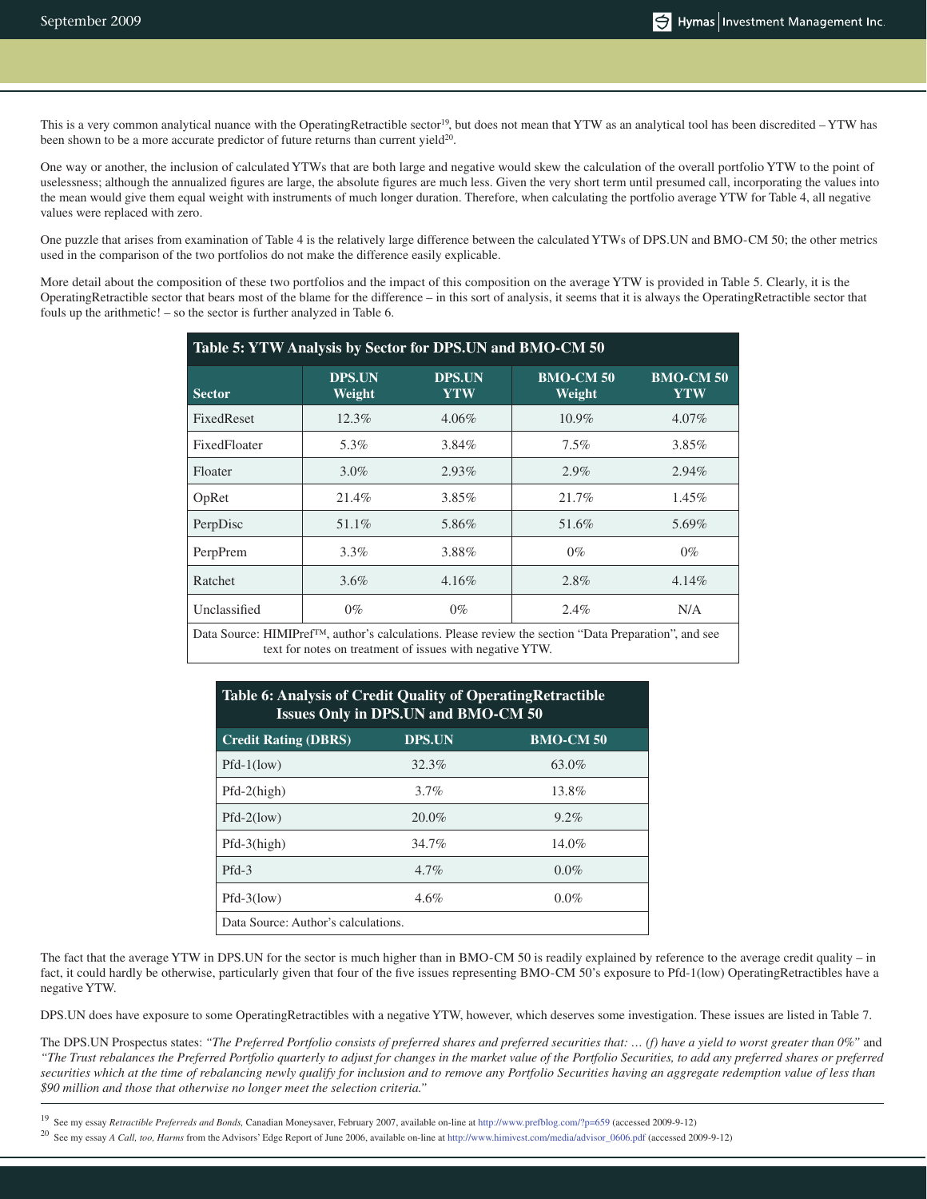This is a very common analytical nuance with the OperatingRetractible sector[19], but does not mean that YTW as an analytical tool has been discredited – YTW has been shown to be a more accurate predictor of future returns than current yield[20].

One way or another, the inclusion of calculated YTWs that are both large and negative would skew the calculation of the overall portfolio YTW to the point of uselessness; although the annualized figures are large, the absolute figures are much less. Given the very short term until presumed call, incorporating the values into the mean would give them equal weight with instruments of much longer duration. Therefore, when calculating the portfolio average YTW for Table 4, all negative values were replaced with zero.

One puzzle that arises from examination of Table 4 is the relatively large difference between the calculated YTWs of DPS.UN and BMO-CM 50; the other metrics used in the comparison of the two portfolios do not make the difference easily explicable.

More detail about the composition of these two portfolios and the impact of this composition on the average YTW is provided in Table 5. Clearly, it is the OperatingRetractible sector that bears most of the blame for the difference – in this sort of analysis, it seems that it is always the OperatingRetractible sector that fouls up the arithmetic! – so the sector is further analyzed in Table 6.

**Table 5: YTW Analysis by Sector for DPS.UN and BMO-CM 50**

| Sector | DPS.UN Weight | DPS.UN YTW | BMO-CM 50 Weight | BMO-CM 50 YTW |
|---|---|---|---|---|
| FixedReset | 12.3% | 4.06% | 10.9% | 4.07% |
| FixedFloater | 5.3% | 3.84% | 7.5% | 3.85% |
| Floater | 3.0% | 2.93% | 2.9% | 2.94% |
| OpRet | 21.4% | 3.85% | 21.7% | 1.45% |
| PerpDisc | 51.1% | 5.86% | 51.6% | 5.69% |
| PerpPrem | 3.3% | 3.88% | 0% | 0% |
| Ratchet | 3.6% | 4.16% | 2.8% | 4.14% |
| Unclassified | 0% | 0% | 2.4% | N/A |

Data Source: HIMIPref™, author's calculations. Please review the section "Data Preparation", and see text for notes on treatment of issues with negative YTW.

**Table 6: Analysis of Credit Quality of OperatingRetractible Issues Only in DPS.UN and BMO-CM 50**

| Credit Rating (DBRS) | DPS.UN | BMO-CM 50 |
|---|---|---|
| Pfd-1(low) | 32.3% | 63.0% |
| Pfd-2(high) | 3.7% | 13.8% |
| Pfd-2(low) | 20.0% | 9.2% |
| Pfd-3(high) | 34.7% | 14.0% |
| Pfd-3 | 4.7% | 0.0% |
| Pfd-3(low) | 4.6% | 0.0% |

Data Source: Author's calculations.

The fact that the average YTW in DPS.UN for the sector is much higher than in BMO-CM 50 is readily explained by reference to the average credit quality – in fact, it could hardly be otherwise, particularly given that four of the five issues representing BMO-CM 50's exposure to Pfd-1(low) OperatingRetractibles have a negative YTW.

DPS.UN does have exposure to some OperatingRetractibles with a negative YTW, however, which deserves some investigation. These issues are listed in Table 7.

The DPS.UN Prospectus states: *"The Preferred Portfolio consists of preferred shares and preferred securities that: … (f) have a yield to worst greater than 0%"* and *"The Trust rebalances the Preferred Portfolio quarterly to adjust for changes in the market value of the Portfolio Securities, to add any preferred shares or preferred securities which at the time of rebalancing newly qualify for inclusion and to remove any Portfolio Securities having an aggregate redemption value of less than $90 million and those that otherwise no longer meet the selection criteria."*

---

[19] See my essay *Retractible Preferreds and Bonds,* Canadian Moneysaver, February 2007, available on-line at http://www.prefblog.com/?p=659 (accessed 2009-9-12)

[20] See my essay *A Call, too, Harms* from the Advisors' Edge Report of June 2006, available on-line at http://www.himivest.com/media/advisor_0606.pdf (accessed 2009-9-12)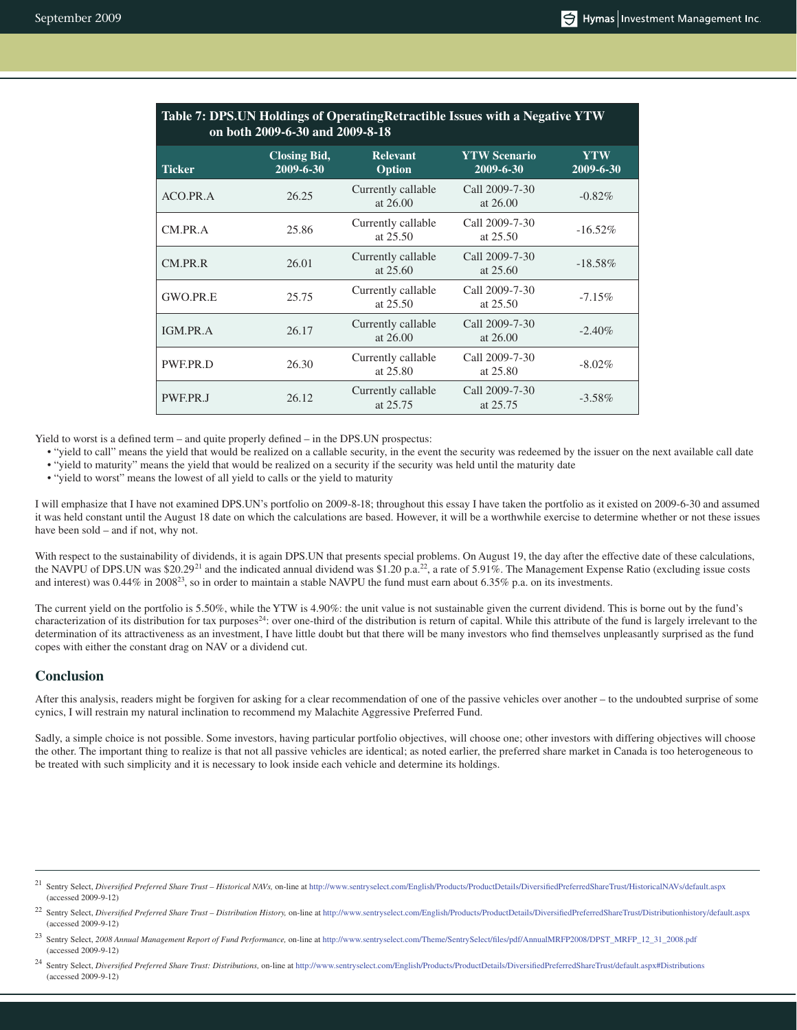**Table 7: DPS.UN Holdings of OperatingRetractible Issues with a Negative YTW on both 2009-6-30 and 2009-8-18**

| Ticker | Closing Bid, 2009-6-30 | Relevant Option | YTW Scenario 2009-6-30 | YTW 2009-6-30 |
|---|---|---|---|---|
| ACO.PR.A | 26.25 | Currently callable at 26.00 | Call 2009-7-30 at 26.00 | -0.82% |
| CM.PR.A | 25.86 | Currently callable at 25.50 | Call 2009-7-30 at 25.50 | -16.52% |
| CM.PR.R | 26.01 | Currently callable at 25.60 | Call 2009-7-30 at 25.60 | -18.58% |
| GWO.PR.E | 25.75 | Currently callable at 25.50 | Call 2009-7-30 at 25.50 | -7.15% |
| IGM.PR.A | 26.17 | Currently callable at 26.00 | Call 2009-7-30 at 26.00 | -2.40% |
| PWF.PR.D | 26.30 | Currently callable at 25.80 | Call 2009-7-30 at 25.80 | -8.02% |
| PWF.PR.J | 26.12 | Currently callable at 25.75 | Call 2009-7-30 at 25.75 | -3.58% |

Yield to worst is a defined term – and quite properly defined – in the DPS.UN prospectus:

- "yield to call" means the yield that would be realized on a callable security, in the event the security was redeemed by the issuer on the next available call date
- "yield to maturity" means the yield that would be realized on a security if the security was held until the maturity date
- "yield to worst" means the lowest of all yield to calls or the yield to maturity

I will emphasize that I have not examined DPS.UN's portfolio on 2009-8-18; throughout this essay I have taken the portfolio as it existed on 2009-6-30 and assumed it was held constant until the August 18 date on which the calculations are based. However, it will be a worthwhile exercise to determine whether or not these issues have been sold – and if not, why not.

With respect to the sustainability of dividends, it is again DPS.UN that presents special problems. On August 19, the day after the effective date of these calculations, the NAVPU of DPS.UN was \$20.29[21] and the indicated annual dividend was \$1.20 p.a.[22], a rate of 5.91%. The Management Expense Ratio (excluding issue costs and interest) was 0.44% in 2008[23], so in order to maintain a stable NAVPU the fund must earn about 6.35% p.a. on its investments.

The current yield on the portfolio is 5.50%, while the YTW is 4.90%: the unit value is not sustainable given the current dividend. This is borne out by the fund's characterization of its distribution for tax purposes[24]: over one-third of the distribution is return of capital. While this attribute of the fund is largely irrelevant to the determination of its attractiveness as an investment, I have little doubt but that there will be many investors who find themselves unpleasantly surprised as the fund copes with either the constant drag on NAV or a dividend cut.

## Conclusion

After this analysis, readers might be forgiven for asking for a clear recommendation of one of the passive vehicles over another – to the undoubted surprise of some cynics, I will restrain my natural inclination to recommend my Malachite Aggressive Preferred Fund.

Sadly, a simple choice is not possible. Some investors, having particular portfolio objectives, will choose one; other investors with differing objectives will choose the other. The important thing to realize is that not all passive vehicles are identical; as noted earlier, the preferred share market in Canada is too heterogeneous to be treated with such simplicity and it is necessary to look inside each vehicle and determine its holdings.

---

[21] Sentry Select, *Diversified Preferred Share Trust – Historical NAVs,* on-line at http://www.sentryselect.com/English/Products/ProductDetails/DiversifiedPreferredShareTrust/HistoricalNAVs/default.aspx (accessed 2009-9-12)

[22] Sentry Select, *Diversified Preferred Share Trust – Distribution History,* on-line at http://www.sentryselect.com/English/Products/ProductDetails/DiversifiedPreferredShareTrust/Distributionhistory/default.aspx (accessed 2009-9-12)

[23] Sentry Select, *2008 Annual Management Report of Fund Performance,* on-line at http://www.sentryselect.com/Theme/SentrySelect/files/pdf/AnnualMRFP2008/DPST_MRFP_12_31_2008.pdf (accessed 2009-9-12)

[24] Sentry Select, *Diversified Preferred Share Trust: Distributions,* on-line at http://www.sentryselect.com/English/Products/ProductDetails/DiversifiedPreferredShareTrust/default.aspx#Distributions (accessed 2009-9-12)